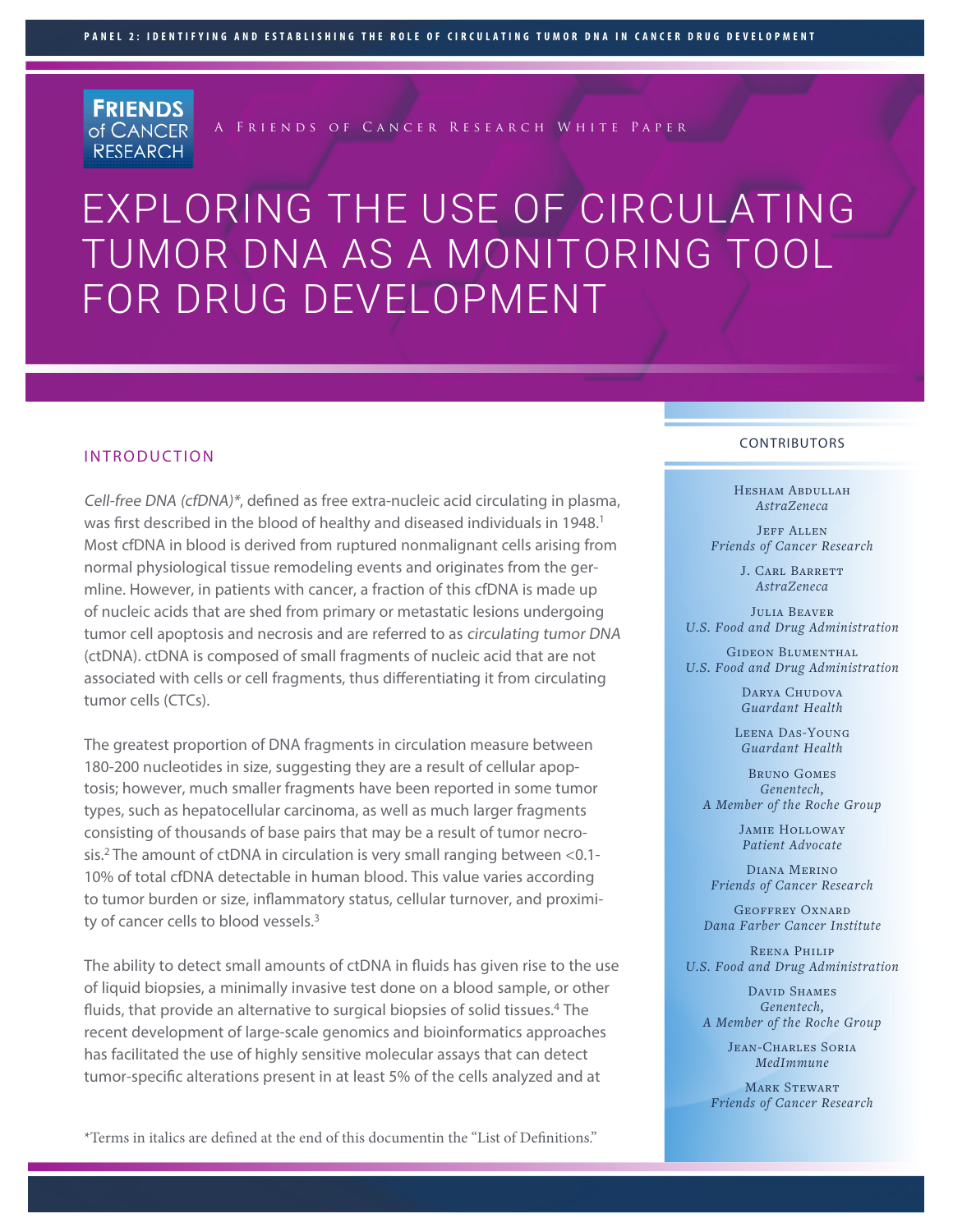A Friends of Cancer Research White Paper

# EXPLORING THE USE OF CIRCULATING TUMOR DNA AS A MONITORING TOOL FOR DRUG DEVELOPMENT

## INTRODUCTION

*Cell-free DNA (cfDNA)**, defined as free extra-nucleic acid circulating in plasma, was first described in the blood of healthy and diseased individuals in 1948.[1] Most cfDNA in blood is derived from ruptured nonmalignant cells arising from normal physiological tissue remodeling events and originates from the germline. However, in patients with cancer, a fraction of this cfDNA is made up of nucleic acids that are shed from primary or metastatic lesions undergoing tumor cell apoptosis and necrosis and are referred to as *circulating tumor DNA* (ctDNA). ctDNA is composed of small fragments of nucleic acid that are not associated with cells or cell fragments, thus differentiating it from circulating tumor cells (CTCs).

The greatest proportion of DNA fragments in circulation measure between 180-200 nucleotides in size, suggesting they are a result of cellular apoptosis; however, much smaller fragments have been reported in some tumor types, such as hepatocellular carcinoma, as well as much larger fragments consisting of thousands of base pairs that may be a result of tumor necrosis.[2] The amount of ctDNA in circulation is very small ranging between <0.1-10% of total cfDNA detectable in human blood. This value varies according to tumor burden or size, inflammatory status, cellular turnover, and proximity of cancer cells to blood vessels.[3]

The ability to detect small amounts of ctDNA in fluids has given rise to the use of liquid biopsies, a minimally invasive test done on a blood sample, or other fluids, that provide an alternative to surgical biopsies of solid tissues.[4] The recent development of large-scale genomics and bioinformatics approaches has facilitated the use of highly sensitive molecular assays that can detect tumor-specific alterations present in at least 5% of the cells analyzed and at

*Terms in italics are defined at the end of this documentin the "List of Definitions."

### CONTRIBUTORS

Hesham Abdullah
*AstraZeneca*

Jeff Allen
*Friends of Cancer Research*

J. Carl Barrett
*AstraZeneca*

Julia Beaver
*U.S. Food and Drug Administration*

Gideon Blumenthal
*U.S. Food and Drug Administration*

Darya Chudova
*Guardant Health*

Leena Das-Young
*Guardant Health*

Bruno Gomes
*Genentech, A Member of the Roche Group*

Jamie Holloway
*Patient Advocate*

Diana Merino
*Friends of Cancer Research*

Geoffrey Oxnard
*Dana Farber Cancer Institute*

Reena Philip
*U.S. Food and Drug Administration*

David Shames
*Genentech, A Member of the Roche Group*

Jean-Charles Soria
*MedImmune*

Mark Stewart
*Friends of Cancer Research*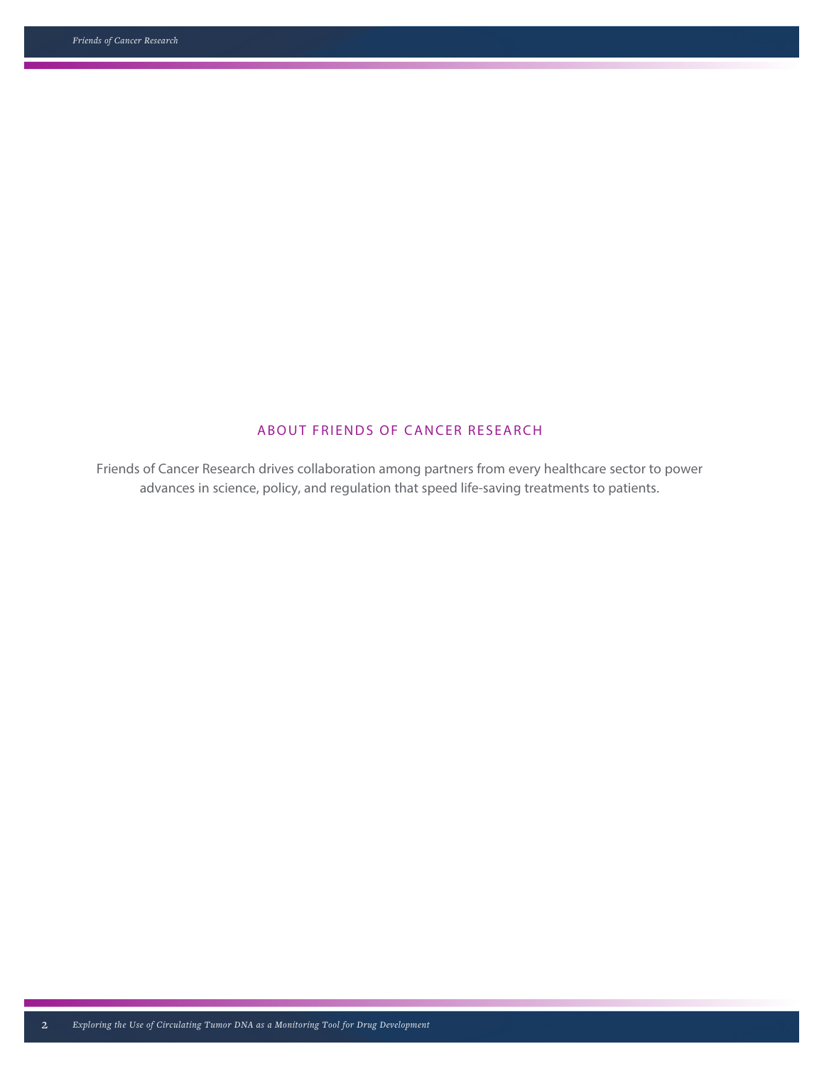## ABOUT FRIENDS OF CANCER RESEARCH

Friends of Cancer Research drives collaboration among partners from every healthcare sector to power advances in science, policy, and regulation that speed life-saving treatments to patients.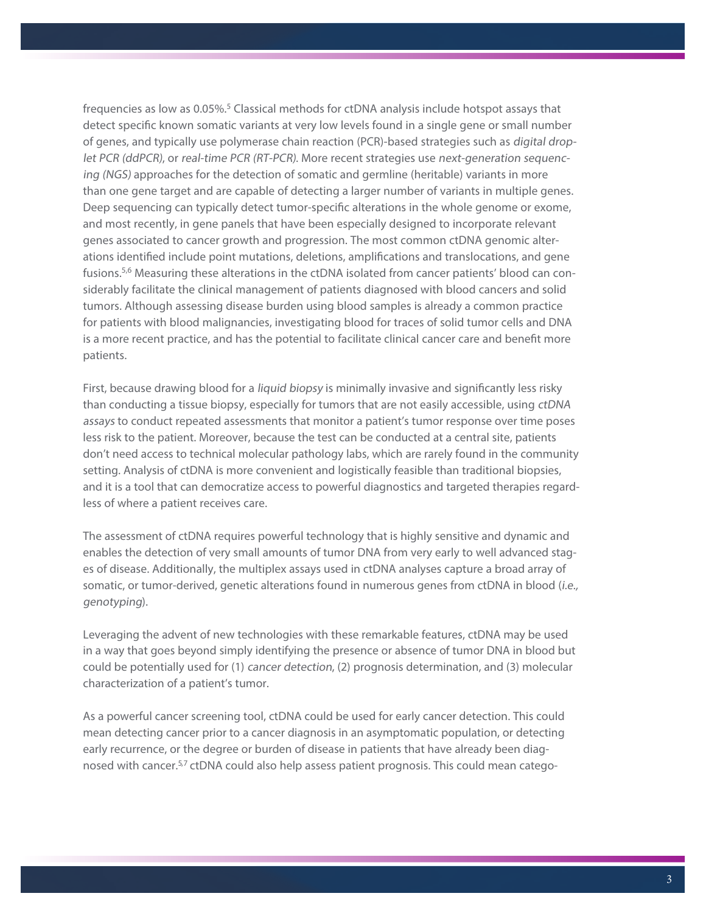frequencies as low as 0.05%.[5] Classical methods for ctDNA analysis include hotspot assays that detect specific known somatic variants at very low levels found in a single gene or small number of genes, and typically use polymerase chain reaction (PCR)-based strategies such as *digital droplet PCR (ddPCR)*, or *real-time PCR (RT-PCR)*. More recent strategies use *next-generation sequencing (NGS)* approaches for the detection of somatic and germline (heritable) variants in more than one gene target and are capable of detecting a larger number of variants in multiple genes. Deep sequencing can typically detect tumor-specific alterations in the whole genome or exome, and most recently, in gene panels that have been especially designed to incorporate relevant genes associated to cancer growth and progression. The most common ctDNA genomic alterations identified include point mutations, deletions, amplifications and translocations, and gene fusions.[5,6] Measuring these alterations in the ctDNA isolated from cancer patients' blood can considerably facilitate the clinical management of patients diagnosed with blood cancers and solid tumors. Although assessing disease burden using blood samples is already a common practice for patients with blood malignancies, investigating blood for traces of solid tumor cells and DNA is a more recent practice, and has the potential to facilitate clinical cancer care and benefit more patients.

First, because drawing blood for a *liquid biopsy* is minimally invasive and significantly less risky than conducting a tissue biopsy, especially for tumors that are not easily accessible, using *ctDNA assays* to conduct repeated assessments that monitor a patient's tumor response over time poses less risk to the patient. Moreover, because the test can be conducted at a central site, patients don't need access to technical molecular pathology labs, which are rarely found in the community setting. Analysis of ctDNA is more convenient and logistically feasible than traditional biopsies, and it is a tool that can democratize access to powerful diagnostics and targeted therapies regardless of where a patient receives care.

The assessment of ctDNA requires powerful technology that is highly sensitive and dynamic and enables the detection of very small amounts of tumor DNA from very early to well advanced stages of disease. Additionally, the multiplex assays used in ctDNA analyses capture a broad array of somatic, or tumor-derived, genetic alterations found in numerous genes from ctDNA in blood (*i.e., genotyping*).

Leveraging the advent of new technologies with these remarkable features, ctDNA may be used in a way that goes beyond simply identifying the presence or absence of tumor DNA in blood but could be potentially used for (1) *cancer detection*, (2) prognosis determination, and (3) molecular characterization of a patient's tumor.

As a powerful cancer screening tool, ctDNA could be used for early cancer detection. This could mean detecting cancer prior to a cancer diagnosis in an asymptomatic population, or detecting early recurrence, or the degree or burden of disease in patients that have already been diagnosed with cancer.[5,7] ctDNA could also help assess patient prognosis. This could mean catego-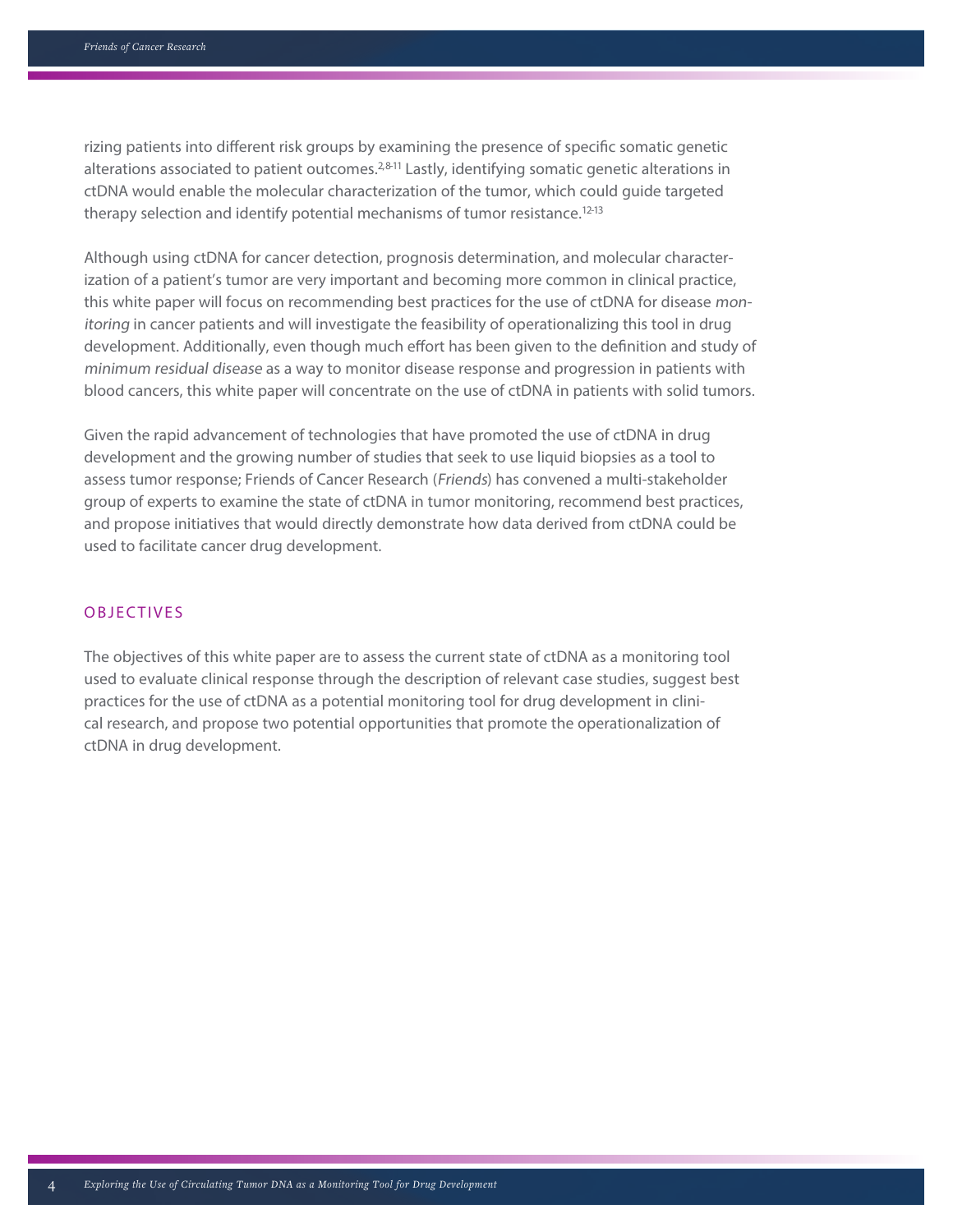rizing patients into different risk groups by examining the presence of specific somatic genetic alterations associated to patient outcomes.[2,8-11] Lastly, identifying somatic genetic alterations in ctDNA would enable the molecular characterization of the tumor, which could guide targeted therapy selection and identify potential mechanisms of tumor resistance.[12-13]

Although using ctDNA for cancer detection, prognosis determination, and molecular characterization of a patient's tumor are very important and becoming more common in clinical practice, this white paper will focus on recommending best practices for the use of ctDNA for disease *monitoring* in cancer patients and will investigate the feasibility of operationalizing this tool in drug development. Additionally, even though much effort has been given to the definition and study of *minimum residual disease* as a way to monitor disease response and progression in patients with blood cancers, this white paper will concentrate on the use of ctDNA in patients with solid tumors.

Given the rapid advancement of technologies that have promoted the use of ctDNA in drug development and the growing number of studies that seek to use liquid biopsies as a tool to assess tumor response; Friends of Cancer Research (*Friends*) has convened a multi-stakeholder group of experts to examine the state of ctDNA in tumor monitoring, recommend best practices, and propose initiatives that would directly demonstrate how data derived from ctDNA could be used to facilitate cancer drug development.

## OBJECTIVES

The objectives of this white paper are to assess the current state of ctDNA as a monitoring tool used to evaluate clinical response through the description of relevant case studies, suggest best practices for the use of ctDNA as a potential monitoring tool for drug development in clinical research, and propose two potential opportunities that promote the operationalization of ctDNA in drug development.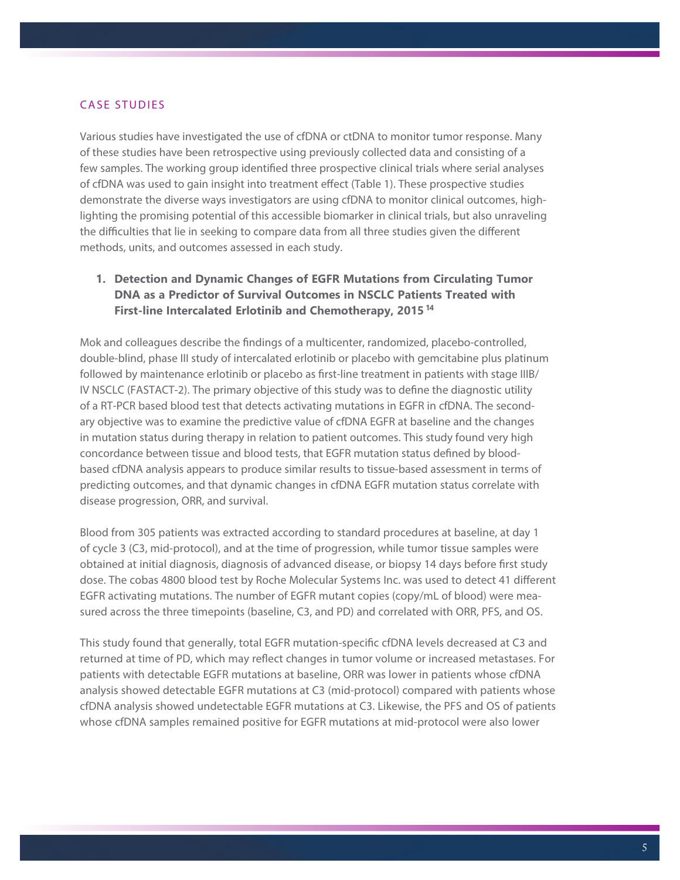## CASE STUDIES

Various studies have investigated the use of cfDNA or ctDNA to monitor tumor response. Many of these studies have been retrospective using previously collected data and consisting of a few samples. The working group identified three prospective clinical trials where serial analyses of cfDNA was used to gain insight into treatment effect (Table 1). These prospective studies demonstrate the diverse ways investigators are using cfDNA to monitor clinical outcomes, highlighting the promising potential of this accessible biomarker in clinical trials, but also unraveling the difficulties that lie in seeking to compare data from all three studies given the different methods, units, and outcomes assessed in each study.

### 1. Detection and Dynamic Changes of EGFR Mutations from Circulating Tumor DNA as a Predictor of Survival Outcomes in NSCLC Patients Treated with First-line Intercalated Erlotinib and Chemotherapy, 2015 [14]

Mok and colleagues describe the findings of a multicenter, randomized, placebo-controlled, double-blind, phase III study of intercalated erlotinib or placebo with gemcitabine plus platinum followed by maintenance erlotinib or placebo as first-line treatment in patients with stage IIIB/IV NSCLC (FASTACT-2). The primary objective of this study was to define the diagnostic utility of a RT-PCR based blood test that detects activating mutations in EGFR in cfDNA. The secondary objective was to examine the predictive value of cfDNA EGFR at baseline and the changes in mutation status during therapy in relation to patient outcomes. This study found very high concordance between tissue and blood tests, that EGFR mutation status defined by blood-based cfDNA analysis appears to produce similar results to tissue-based assessment in terms of predicting outcomes, and that dynamic changes in cfDNA EGFR mutation status correlate with disease progression, ORR, and survival.

Blood from 305 patients was extracted according to standard procedures at baseline, at day 1 of cycle 3 (C3, mid-protocol), and at the time of progression, while tumor tissue samples were obtained at initial diagnosis, diagnosis of advanced disease, or biopsy 14 days before first study dose. The cobas 4800 blood test by Roche Molecular Systems Inc. was used to detect 41 different EGFR activating mutations. The number of EGFR mutant copies (copy/mL of blood) were measured across the three timepoints (baseline, C3, and PD) and correlated with ORR, PFS, and OS.

This study found that generally, total EGFR mutation-specific cfDNA levels decreased at C3 and returned at time of PD, which may reflect changes in tumor volume or increased metastases. For patients with detectable EGFR mutations at baseline, ORR was lower in patients whose cfDNA analysis showed detectable EGFR mutations at C3 (mid-protocol) compared with patients whose cfDNA analysis showed undetectable EGFR mutations at C3. Likewise, the PFS and OS of patients whose cfDNA samples remained positive for EGFR mutations at mid-protocol were also lower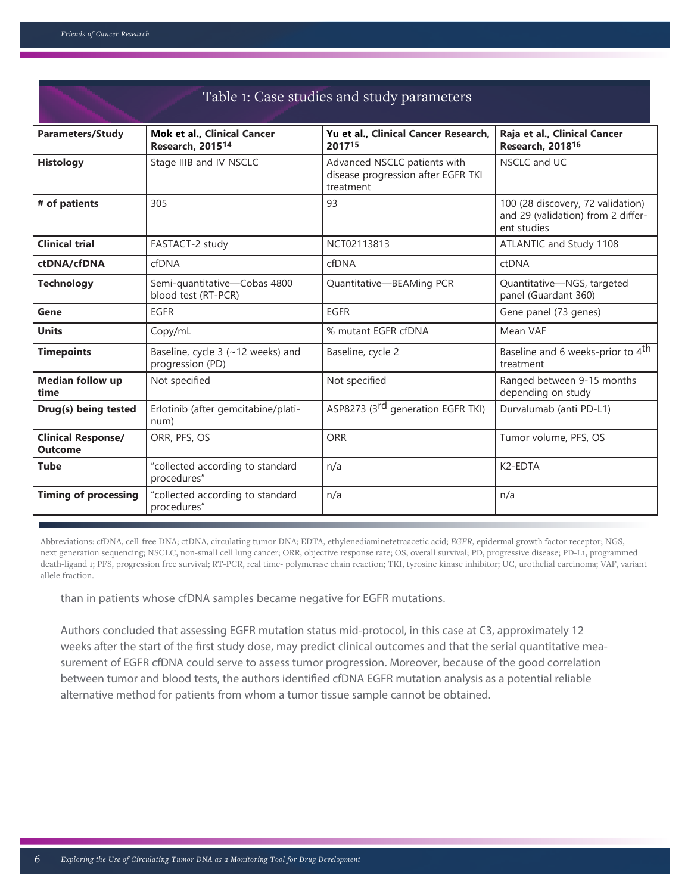## Table 1: Case studies and study parameters

| Parameters/Study | Mok et al., Clinical Cancer Research, 2015[14] | Yu et al., Clinical Cancer Research, 2017[15] | Raja et al., Clinical Cancer Research, 2018[16] |
|---|---|---|---|
| **Histology** | Stage IIIB and IV NSCLC | Advanced NSCLC patients with disease progression after EGFR TKI treatment | NSCLC and UC |
| **# of patients** | 305 | 93 | 100 (28 discovery, 72 validation) and 29 (validation) from 2 different studies |
| **Clinical trial** | FASTACT-2 study | NCT02113813 | ATLANTIC and Study 1108 |
| **ctDNA/cfDNA** | cfDNA | cfDNA | ctDNA |
| **Technology** | Semi-quantitative—Cobas 4800 blood test (RT-PCR) | Quantitative—BEAMing PCR | Quantitative—NGS, targeted panel (Guardant 360) |
| **Gene** | EGFR | EGFR | Gene panel (73 genes) |
| **Units** | Copy/mL | % mutant EGFR cfDNA | Mean VAF |
| **Timepoints** | Baseline, cycle 3 (~12 weeks) and progression (PD) | Baseline, cycle 2 | Baseline and 6 weeks-prior to 4th treatment |
| **Median follow up time** | Not specified | Not specified | Ranged between 9-15 months depending on study |
| **Drug(s) being tested** | Erlotinib (after gemcitabine/platinum) | ASP8273 (3rd generation EGFR TKI) | Durvalumab (anti PD-L1) |
| **Clinical Response/ Outcome** | ORR, PFS, OS | ORR | Tumor volume, PFS, OS |
| **Tube** | "collected according to standard procedures" | n/a | K2-EDTA |
| **Timing of processing** | "collected according to standard procedures" | n/a | n/a |

Abbreviations: cfDNA, cell-free DNA; ctDNA, circulating tumor DNA; EDTA, ethylenediaminetetraacetic acid; *EGFR*, epidermal growth factor receptor; NGS, next generation sequencing; NSCLC, non-small cell lung cancer; ORR, objective response rate; OS, overall survival; PD, progressive disease; PD-L1, programmed death-ligand 1; PFS, progression free survival; RT-PCR, real time- polymerase chain reaction; TKI, tyrosine kinase inhibitor; UC, urothelial carcinoma; VAF, variant allele fraction.

than in patients whose cfDNA samples became negative for EGFR mutations.

Authors concluded that assessing EGFR mutation status mid-protocol, in this case at C3, approximately 12 weeks after the start of the first study dose, may predict clinical outcomes and that the serial quantitative measurement of EGFR cfDNA could serve to assess tumor progression. Moreover, because of the good correlation between tumor and blood tests, the authors identified cfDNA EGFR mutation analysis as a potential reliable alternative method for patients from whom a tumor tissue sample cannot be obtained.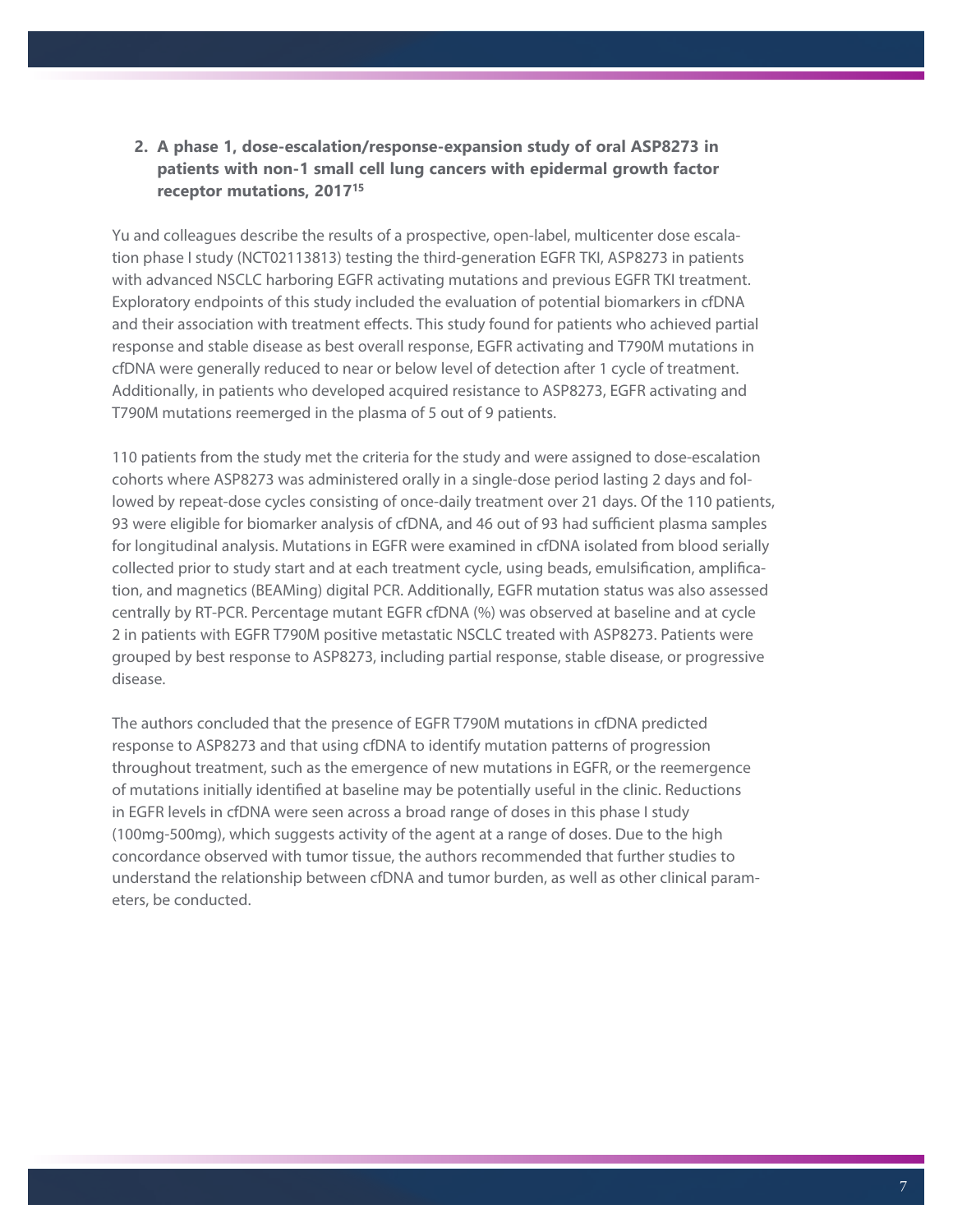### 2. A phase 1, dose-escalation/response-expansion study of oral ASP8273 in patients with non-1 small cell lung cancers with epidermal growth factor receptor mutations, 2017[15]

Yu and colleagues describe the results of a prospective, open-label, multicenter dose escalation phase I study (NCT02113813) testing the third-generation EGFR TKI, ASP8273 in patients with advanced NSCLC harboring EGFR activating mutations and previous EGFR TKI treatment. Exploratory endpoints of this study included the evaluation of potential biomarkers in cfDNA and their association with treatment effects. This study found for patients who achieved partial response and stable disease as best overall response, EGFR activating and T790M mutations in cfDNA were generally reduced to near or below level of detection after 1 cycle of treatment. Additionally, in patients who developed acquired resistance to ASP8273, EGFR activating and T790M mutations reemerged in the plasma of 5 out of 9 patients.

110 patients from the study met the criteria for the study and were assigned to dose-escalation cohorts where ASP8273 was administered orally in a single-dose period lasting 2 days and followed by repeat-dose cycles consisting of once-daily treatment over 21 days. Of the 110 patients, 93 were eligible for biomarker analysis of cfDNA, and 46 out of 93 had sufficient plasma samples for longitudinal analysis. Mutations in EGFR were examined in cfDNA isolated from blood serially collected prior to study start and at each treatment cycle, using beads, emulsification, amplification, and magnetics (BEAMing) digital PCR. Additionally, EGFR mutation status was also assessed centrally by RT-PCR. Percentage mutant EGFR cfDNA (%) was observed at baseline and at cycle 2 in patients with EGFR T790M positive metastatic NSCLC treated with ASP8273. Patients were grouped by best response to ASP8273, including partial response, stable disease, or progressive disease.

The authors concluded that the presence of EGFR T790M mutations in cfDNA predicted response to ASP8273 and that using cfDNA to identify mutation patterns of progression throughout treatment, such as the emergence of new mutations in EGFR, or the reemergence of mutations initially identified at baseline may be potentially useful in the clinic. Reductions in EGFR levels in cfDNA were seen across a broad range of doses in this phase I study (100mg-500mg), which suggests activity of the agent at a range of doses. Due to the high concordance observed with tumor tissue, the authors recommended that further studies to understand the relationship between cfDNA and tumor burden, as well as other clinical parameters, be conducted.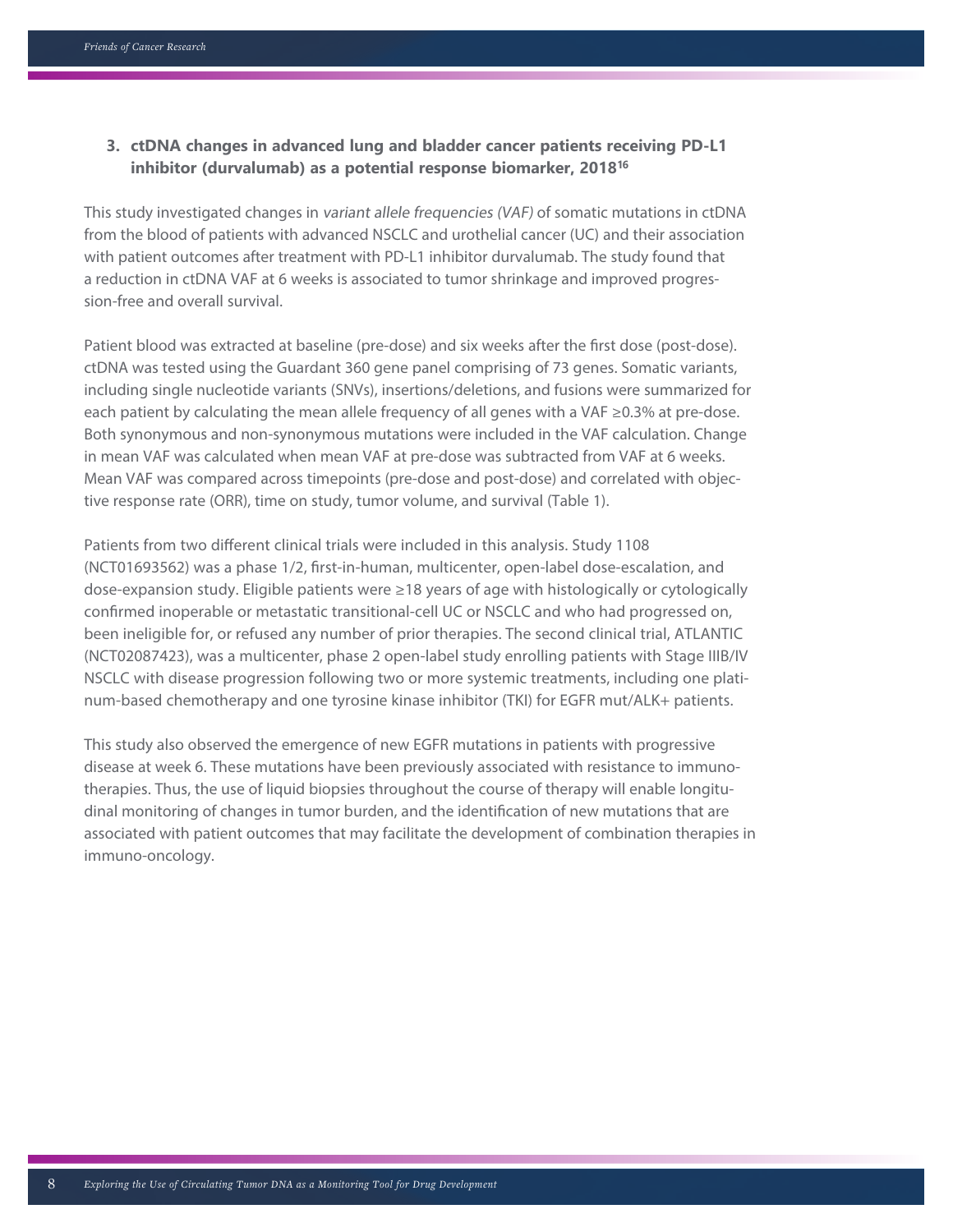### 3. ctDNA changes in advanced lung and bladder cancer patients receiving PD-L1 inhibitor (durvalumab) as a potential response biomarker, 2018[16]

This study investigated changes in *variant allele frequencies (VAF)* of somatic mutations in ctDNA from the blood of patients with advanced NSCLC and urothelial cancer (UC) and their association with patient outcomes after treatment with PD-L1 inhibitor durvalumab. The study found that a reduction in ctDNA VAF at 6 weeks is associated to tumor shrinkage and improved progression-free and overall survival.

Patient blood was extracted at baseline (pre-dose) and six weeks after the first dose (post-dose). ctDNA was tested using the Guardant 360 gene panel comprising of 73 genes. Somatic variants, including single nucleotide variants (SNVs), insertions/deletions, and fusions were summarized for each patient by calculating the mean allele frequency of all genes with a VAF ≥0.3% at pre-dose. Both synonymous and non-synonymous mutations were included in the VAF calculation. Change in mean VAF was calculated when mean VAF at pre-dose was subtracted from VAF at 6 weeks. Mean VAF was compared across timepoints (pre-dose and post-dose) and correlated with objective response rate (ORR), time on study, tumor volume, and survival (Table 1).

Patients from two different clinical trials were included in this analysis. Study 1108 (NCT01693562) was a phase 1/2, first-in-human, multicenter, open-label dose-escalation, and dose-expansion study. Eligible patients were ≥18 years of age with histologically or cytologically confirmed inoperable or metastatic transitional-cell UC or NSCLC and who had progressed on, been ineligible for, or refused any number of prior therapies. The second clinical trial, ATLANTIC (NCT02087423), was a multicenter, phase 2 open-label study enrolling patients with Stage IIIB/IV NSCLC with disease progression following two or more systemic treatments, including one platinum-based chemotherapy and one tyrosine kinase inhibitor (TKI) for EGFR mut/ALK+ patients.

This study also observed the emergence of new EGFR mutations in patients with progressive disease at week 6. These mutations have been previously associated with resistance to immunotherapies. Thus, the use of liquid biopsies throughout the course of therapy will enable longitudinal monitoring of changes in tumor burden, and the identification of new mutations that are associated with patient outcomes that may facilitate the development of combination therapies in immuno-oncology.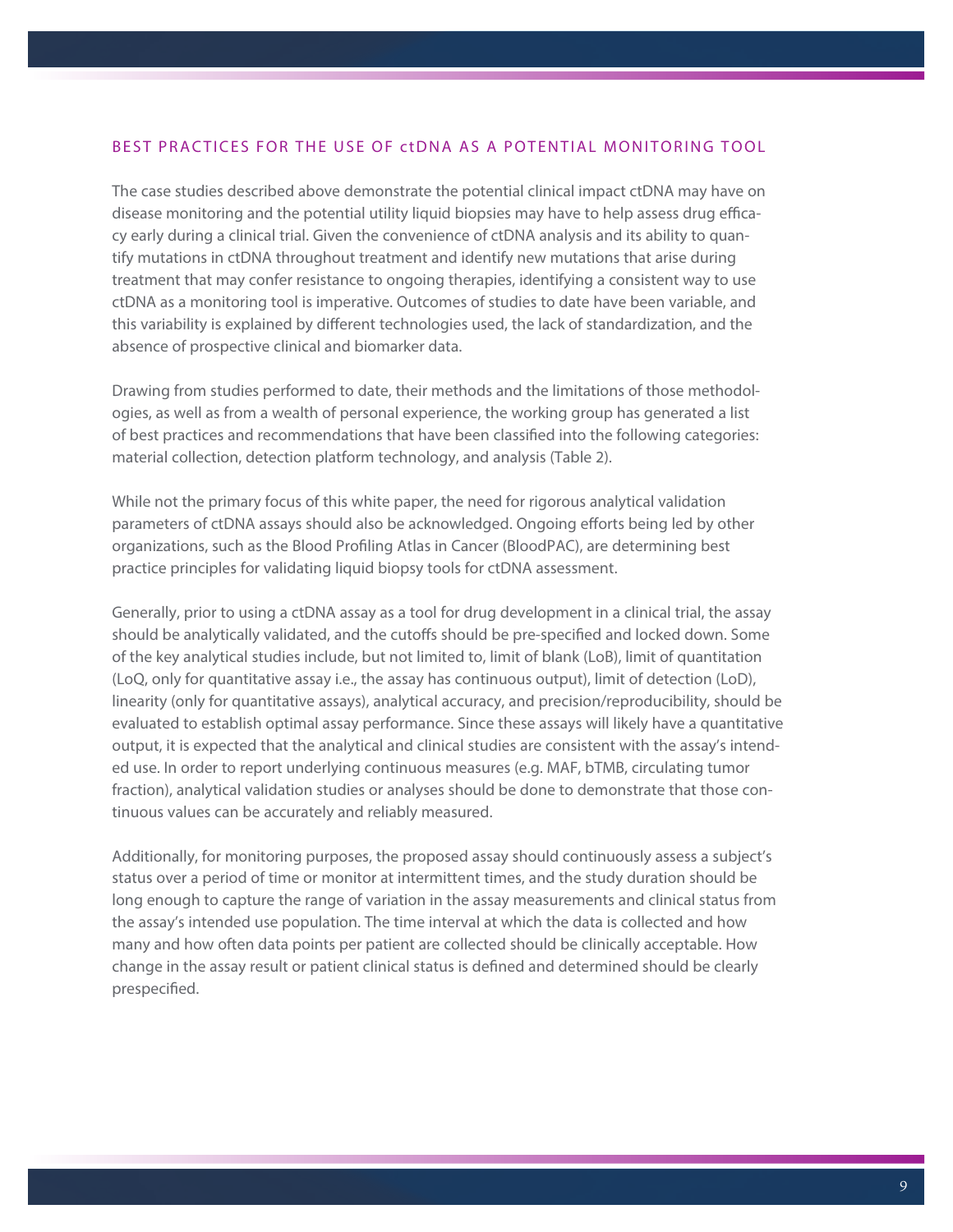## BEST PRACTICES FOR THE USE OF ctDNA AS A POTENTIAL MONITORING TOOL

The case studies described above demonstrate the potential clinical impact ctDNA may have on disease monitoring and the potential utility liquid biopsies may have to help assess drug efficacy early during a clinical trial. Given the convenience of ctDNA analysis and its ability to quantify mutations in ctDNA throughout treatment and identify new mutations that arise during treatment that may confer resistance to ongoing therapies, identifying a consistent way to use ctDNA as a monitoring tool is imperative. Outcomes of studies to date have been variable, and this variability is explained by different technologies used, the lack of standardization, and the absence of prospective clinical and biomarker data.

Drawing from studies performed to date, their methods and the limitations of those methodologies, as well as from a wealth of personal experience, the working group has generated a list of best practices and recommendations that have been classified into the following categories: material collection, detection platform technology, and analysis (Table 2).

While not the primary focus of this white paper, the need for rigorous analytical validation parameters of ctDNA assays should also be acknowledged. Ongoing efforts being led by other organizations, such as the Blood Profiling Atlas in Cancer (BloodPAC), are determining best practice principles for validating liquid biopsy tools for ctDNA assessment.

Generally, prior to using a ctDNA assay as a tool for drug development in a clinical trial, the assay should be analytically validated, and the cutoffs should be pre-specified and locked down. Some of the key analytical studies include, but not limited to, limit of blank (LoB), limit of quantitation (LoQ, only for quantitative assay i.e., the assay has continuous output), limit of detection (LoD), linearity (only for quantitative assays), analytical accuracy, and precision/reproducibility, should be evaluated to establish optimal assay performance. Since these assays will likely have a quantitative output, it is expected that the analytical and clinical studies are consistent with the assay's intended use. In order to report underlying continuous measures (e.g. MAF, bTMB, circulating tumor fraction), analytical validation studies or analyses should be done to demonstrate that those continuous values can be accurately and reliably measured.

Additionally, for monitoring purposes, the proposed assay should continuously assess a subject's status over a period of time or monitor at intermittent times, and the study duration should be long enough to capture the range of variation in the assay measurements and clinical status from the assay's intended use population. The time interval at which the data is collected and how many and how often data points per patient are collected should be clinically acceptable. How change in the assay result or patient clinical status is defined and determined should be clearly prespecified.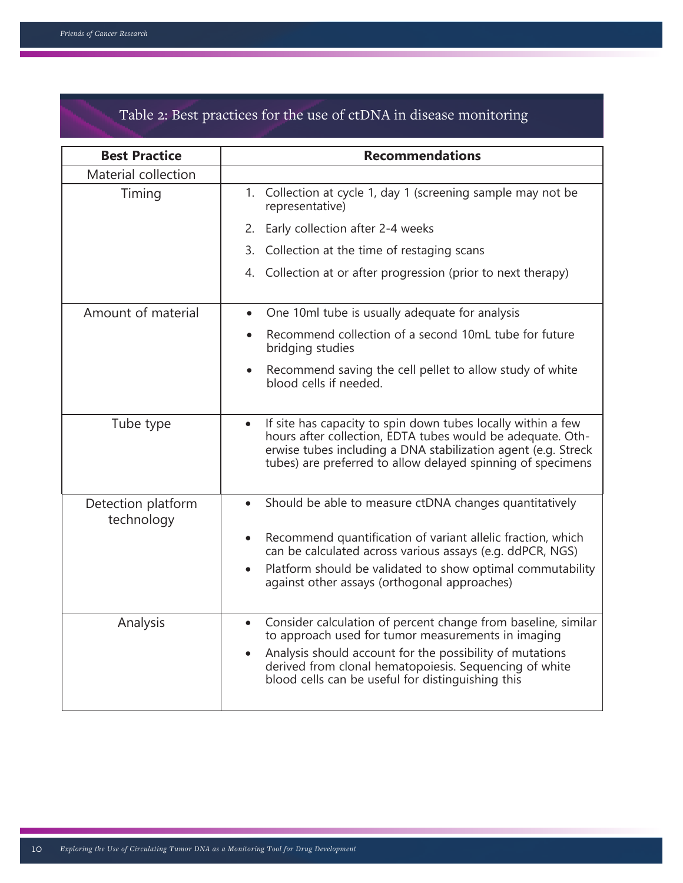### Table 2: Best practices for the use of ctDNA in disease monitoring

| Best Practice | Recommendations |
|---|---|
| Material collection | |
| Timing | 1. Collection at cycle 1, day 1 (screening sample may not be representative)<br>2. Early collection after 2-4 weeks<br>3. Collection at the time of restaging scans<br>4. Collection at or after progression (prior to next therapy) |
| Amount of material | • One 10ml tube is usually adequate for analysis<br>• Recommend collection of a second 10mL tube for future bridging studies<br>• Recommend saving the cell pellet to allow study of white blood cells if needed. |
| Tube type | • If site has capacity to spin down tubes locally within a few hours after collection, EDTA tubes would be adequate. Otherwise tubes including a DNA stabilization agent (e.g. Streck tubes) are preferred to allow delayed spinning of specimens |
| Detection platform technology | • Should be able to measure ctDNA changes quantitatively<br>• Recommend quantification of variant allelic fraction, which can be calculated across various assays (e.g. ddPCR, NGS)<br>• Platform should be validated to show optimal commutability against other assays (orthogonal approaches) |
| Analysis | • Consider calculation of percent change from baseline, similar to approach used for tumor measurements in imaging<br>• Analysis should account for the possibility of mutations derived from clonal hematopoiesis. Sequencing of white blood cells can be useful for distinguishing this |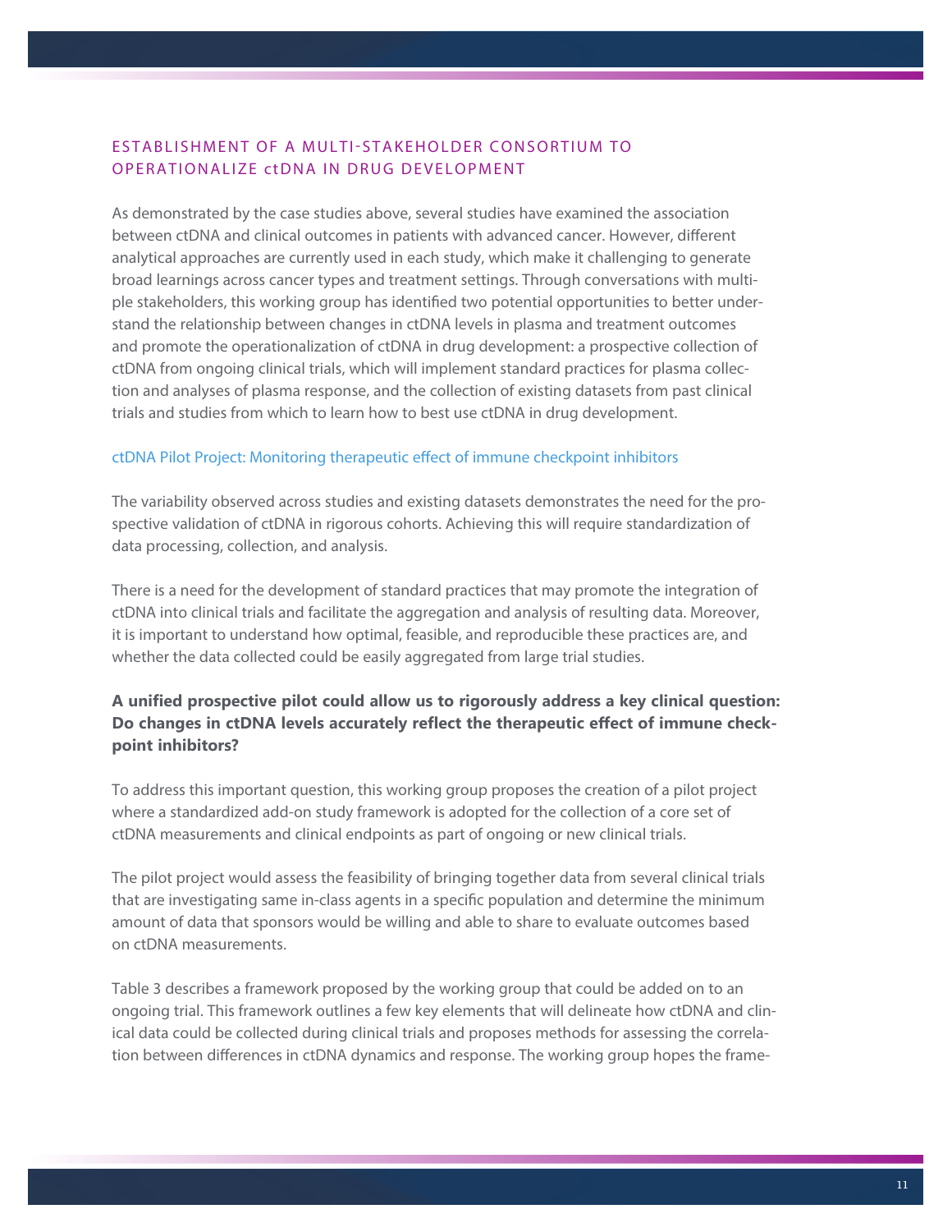## ESTABLISHMENT OF A MULTI-STAKEHOLDER CONSORTIUM TO OPERATIONALIZE ctDNA IN DRUG DEVELOPMENT

As demonstrated by the case studies above, several studies have examined the association between ctDNA and clinical outcomes in patients with advanced cancer. However, different analytical approaches are currently used in each study, which make it challenging to generate broad learnings across cancer types and treatment settings. Through conversations with multiple stakeholders, this working group has identified two potential opportunities to better understand the relationship between changes in ctDNA levels in plasma and treatment outcomes and promote the operationalization of ctDNA in drug development: a prospective collection of ctDNA from ongoing clinical trials, which will implement standard practices for plasma collection and analyses of plasma response, and the collection of existing datasets from past clinical trials and studies from which to learn how to best use ctDNA in drug development.

### ctDNA Pilot Project: Monitoring therapeutic effect of immune checkpoint inhibitors

The variability observed across studies and existing datasets demonstrates the need for the prospective validation of ctDNA in rigorous cohorts. Achieving this will require standardization of data processing, collection, and analysis.

There is a need for the development of standard practices that may promote the integration of ctDNA into clinical trials and facilitate the aggregation and analysis of resulting data. Moreover, it is important to understand how optimal, feasible, and reproducible these practices are, and whether the data collected could be easily aggregated from large trial studies.

**A unified prospective pilot could allow us to rigorously address a key clinical question: Do changes in ctDNA levels accurately reflect the therapeutic effect of immune checkpoint inhibitors?**

To address this important question, this working group proposes the creation of a pilot project where a standardized add-on study framework is adopted for the collection of a core set of ctDNA measurements and clinical endpoints as part of ongoing or new clinical trials.

The pilot project would assess the feasibility of bringing together data from several clinical trials that are investigating same in-class agents in a specific population and determine the minimum amount of data that sponsors would be willing and able to share to evaluate outcomes based on ctDNA measurements.

Table 3 describes a framework proposed by the working group that could be added on to an ongoing trial. This framework outlines a few key elements that will delineate how ctDNA and clinical data could be collected during clinical trials and proposes methods for assessing the correlation between differences in ctDNA dynamics and response. The working group hopes the frame-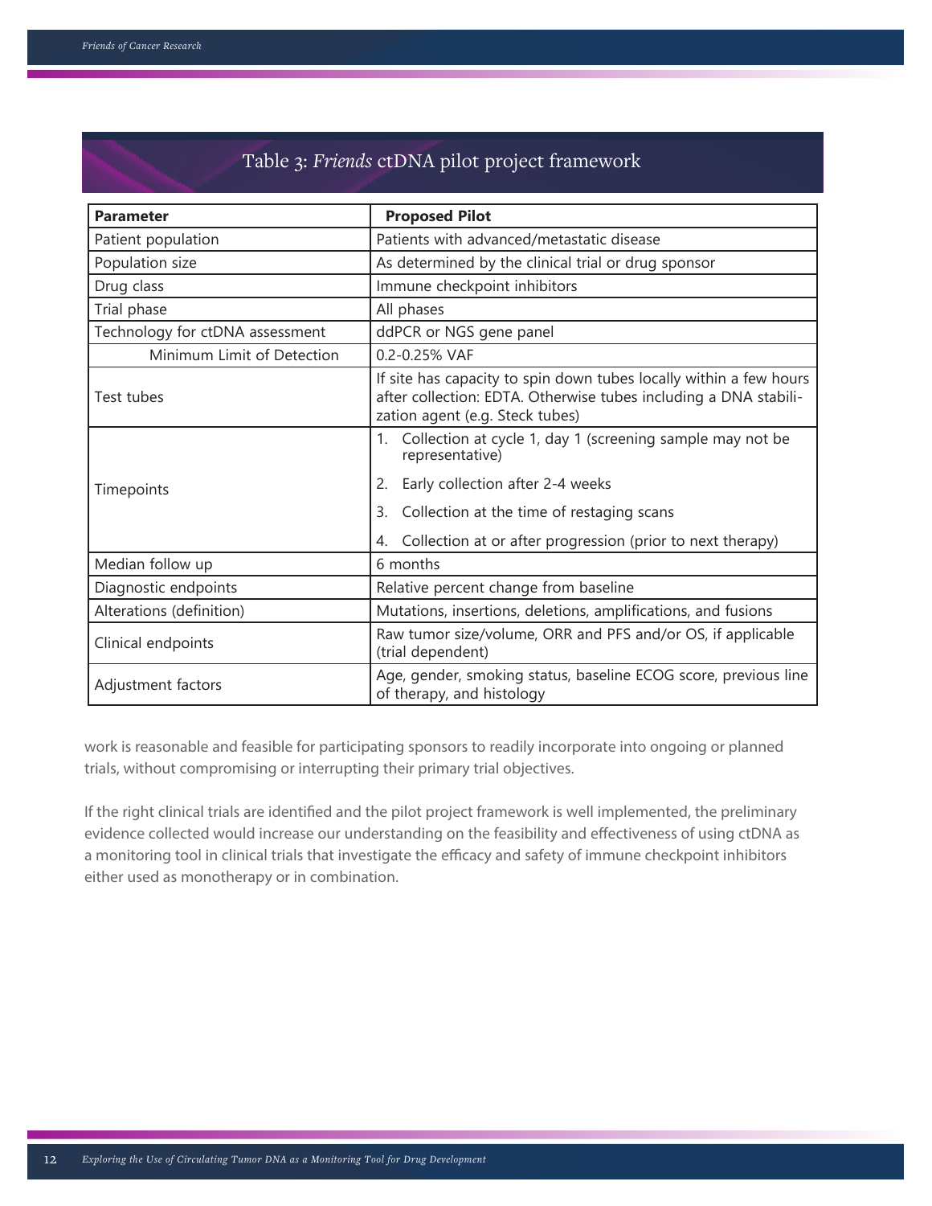## Table 3: *Friends* ctDNA pilot project framework

| Parameter | Proposed Pilot |
|---|---|
| Patient population | Patients with advanced/metastatic disease |
| Population size | As determined by the clinical trial or drug sponsor |
| Drug class | Immune checkpoint inhibitors |
| Trial phase | All phases |
| Technology for ctDNA assessment | ddPCR or NGS gene panel |
| Minimum Limit of Detection | 0.2-0.25% VAF |
| Test tubes | If site has capacity to spin down tubes locally within a few hours after collection: EDTA. Otherwise tubes including a DNA stabilization agent (e.g. Steck tubes) |
| Timepoints | 1. Collection at cycle 1, day 1 (screening sample may not be representative)<br>2. Early collection after 2-4 weeks<br>3. Collection at the time of restaging scans<br>4. Collection at or after progression (prior to next therapy) |
| Median follow up | 6 months |
| Diagnostic endpoints | Relative percent change from baseline |
| Alterations (definition) | Mutations, insertions, deletions, amplifications, and fusions |
| Clinical endpoints | Raw tumor size/volume, ORR and PFS and/or OS, if applicable (trial dependent) |
| Adjustment factors | Age, gender, smoking status, baseline ECOG score, previous line of therapy, and histology |

work is reasonable and feasible for participating sponsors to readily incorporate into ongoing or planned trials, without compromising or interrupting their primary trial objectives.

If the right clinical trials are identified and the pilot project framework is well implemented, the preliminary evidence collected would increase our understanding on the feasibility and effectiveness of using ctDNA as a monitoring tool in clinical trials that investigate the efficacy and safety of immune checkpoint inhibitors either used as monotherapy or in combination.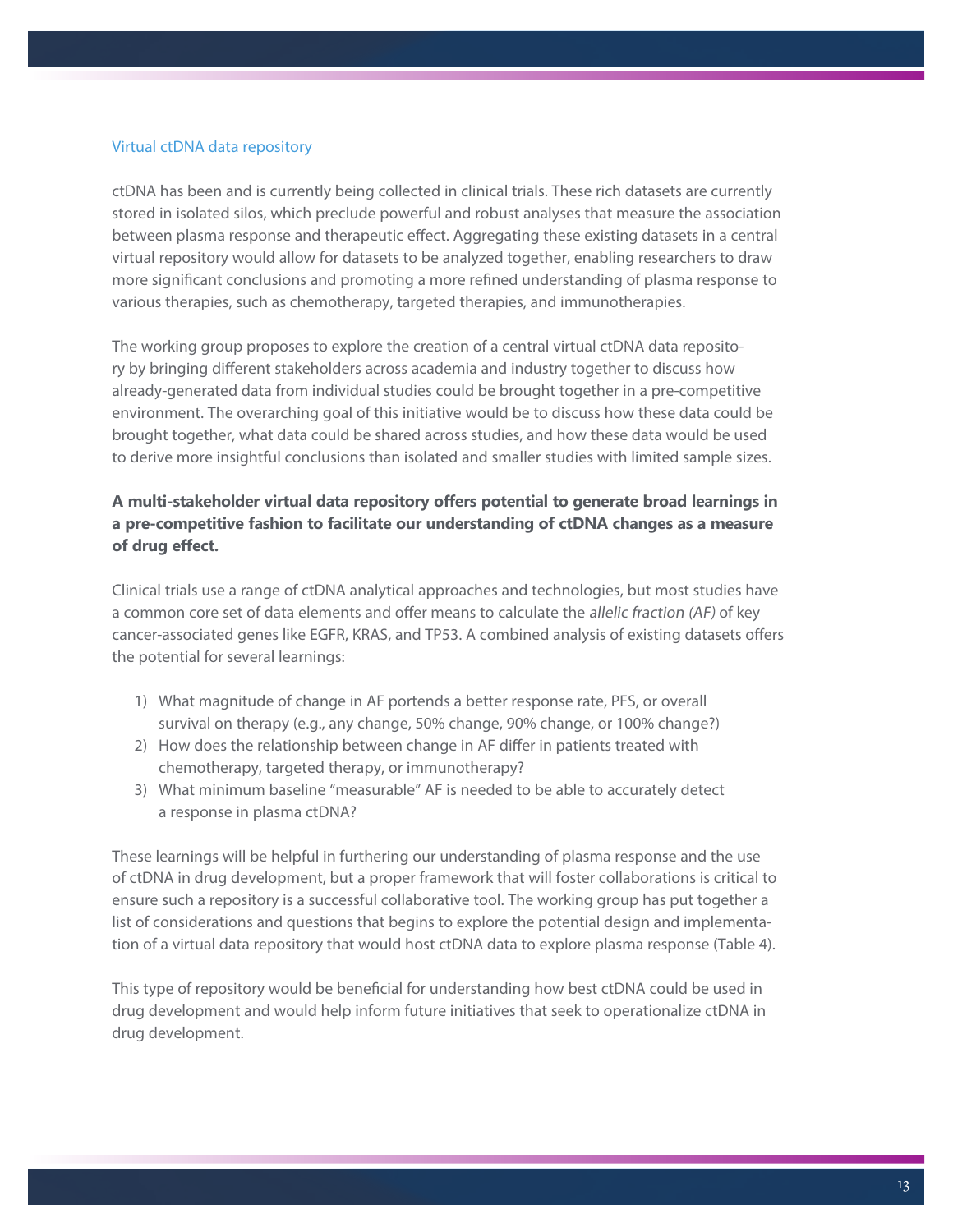## Virtual ctDNA data repository

ctDNA has been and is currently being collected in clinical trials. These rich datasets are currently stored in isolated silos, which preclude powerful and robust analyses that measure the association between plasma response and therapeutic effect. Aggregating these existing datasets in a central virtual repository would allow for datasets to be analyzed together, enabling researchers to draw more significant conclusions and promoting a more refined understanding of plasma response to various therapies, such as chemotherapy, targeted therapies, and immunotherapies.

The working group proposes to explore the creation of a central virtual ctDNA data repository by bringing different stakeholders across academia and industry together to discuss how already-generated data from individual studies could be brought together in a pre-competitive environment. The overarching goal of this initiative would be to discuss how these data could be brought together, what data could be shared across studies, and how these data would be used to derive more insightful conclusions than isolated and smaller studies with limited sample sizes.

**A multi-stakeholder virtual data repository offers potential to generate broad learnings in a pre-competitive fashion to facilitate our understanding of ctDNA changes as a measure of drug effect.**

Clinical trials use a range of ctDNA analytical approaches and technologies, but most studies have a common core set of data elements and offer means to calculate the *allelic fraction (AF)* of key cancer-associated genes like EGFR, KRAS, and TP53. A combined analysis of existing datasets offers the potential for several learnings:

1) What magnitude of change in AF portends a better response rate, PFS, or overall survival on therapy (e.g., any change, 50% change, 90% change, or 100% change?)
2) How does the relationship between change in AF differ in patients treated with chemotherapy, targeted therapy, or immunotherapy?
3) What minimum baseline "measurable" AF is needed to be able to accurately detect a response in plasma ctDNA?

These learnings will be helpful in furthering our understanding of plasma response and the use of ctDNA in drug development, but a proper framework that will foster collaborations is critical to ensure such a repository is a successful collaborative tool. The working group has put together a list of considerations and questions that begins to explore the potential design and implementation of a virtual data repository that would host ctDNA data to explore plasma response (Table 4).

This type of repository would be beneficial for understanding how best ctDNA could be used in drug development and would help inform future initiatives that seek to operationalize ctDNA in drug development.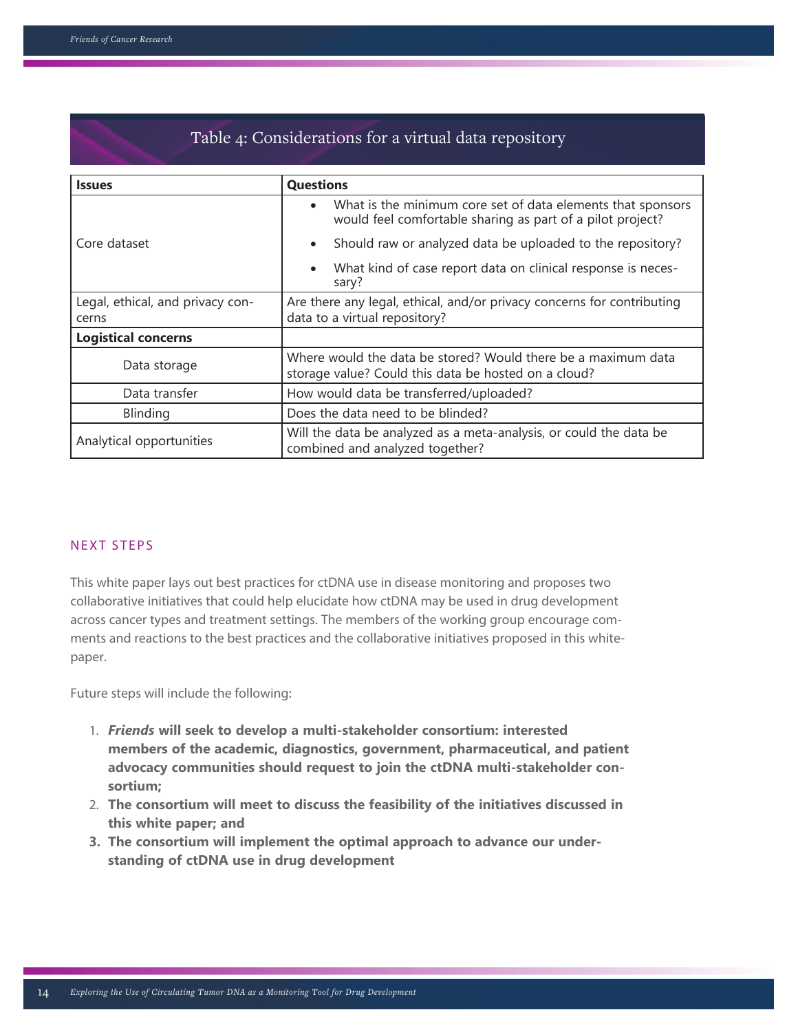## Table 4: Considerations for a virtual data repository

| Issues | Questions |
|---|---|
| Core dataset | • What is the minimum core set of data elements that sponsors would feel comfortable sharing as part of a pilot project?<br>• Should raw or analyzed data be uploaded to the repository?<br>• What kind of case report data on clinical response is necessary? |
| Legal, ethical, and privacy concerns | Are there any legal, ethical, and/or privacy concerns for contributing data to a virtual repository? |
| **Logistical concerns** | |
| Data storage | Where would the data be stored? Would there be a maximum data storage value? Could this data be hosted on a cloud? |
| Data transfer | How would data be transferred/uploaded? |
| Blinding | Does the data need to be blinded? |
| Analytical opportunities | Will the data be analyzed as a meta-analysis, or could the data be combined and analyzed together? |

## NEXT STEPS

This white paper lays out best practices for ctDNA use in disease monitoring and proposes two collaborative initiatives that could help elucidate how ctDNA may be used in drug development across cancer types and treatment settings. The members of the working group encourage comments and reactions to the best practices and the collaborative initiatives proposed in this whitepaper.

Future steps will include the following:

1. ***Friends* will seek to develop a multi-stakeholder consortium: interested members of the academic, diagnostics, government, pharmaceutical, and patient advocacy communities should request to join the ctDNA multi-stakeholder consortium;**
2. **The consortium will meet to discuss the feasibility of the initiatives discussed in this white paper; and**
3. **The consortium will implement the optimal approach to advance our understanding of ctDNA use in drug development**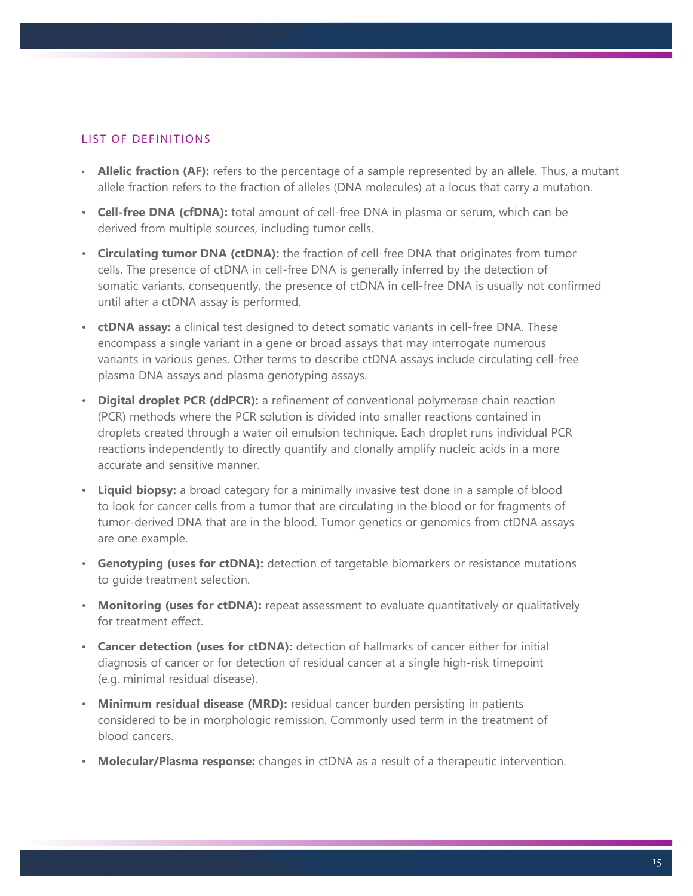## LIST OF DEFINITIONS

- **Allelic fraction (AF):** refers to the percentage of a sample represented by an allele. Thus, a mutant allele fraction refers to the fraction of alleles (DNA molecules) at a locus that carry a mutation.
- **Cell-free DNA (cfDNA):** total amount of cell-free DNA in plasma or serum, which can be derived from multiple sources, including tumor cells.
- **Circulating tumor DNA (ctDNA):** the fraction of cell-free DNA that originates from tumor cells. The presence of ctDNA in cell-free DNA is generally inferred by the detection of somatic variants, consequently, the presence of ctDNA in cell-free DNA is usually not confirmed until after a ctDNA assay is performed.
- **ctDNA assay:** a clinical test designed to detect somatic variants in cell-free DNA. These encompass a single variant in a gene or broad assays that may interrogate numerous variants in various genes. Other terms to describe ctDNA assays include circulating cell-free plasma DNA assays and plasma genotyping assays.
- **Digital droplet PCR (ddPCR):** a refinement of conventional polymerase chain reaction (PCR) methods where the PCR solution is divided into smaller reactions contained in droplets created through a water oil emulsion technique. Each droplet runs individual PCR reactions independently to directly quantify and clonally amplify nucleic acids in a more accurate and sensitive manner.
- **Liquid biopsy:** a broad category for a minimally invasive test done in a sample of blood to look for cancer cells from a tumor that are circulating in the blood or for fragments of tumor-derived DNA that are in the blood. Tumor genetics or genomics from ctDNA assays are one example.
- **Genotyping (uses for ctDNA):** detection of targetable biomarkers or resistance mutations to guide treatment selection.
- **Monitoring (uses for ctDNA):** repeat assessment to evaluate quantitatively or qualitatively for treatment effect.
- **Cancer detection (uses for ctDNA):** detection of hallmarks of cancer either for initial diagnosis of cancer or for detection of residual cancer at a single high-risk timepoint (e.g. minimal residual disease).
- **Minimum residual disease (MRD):** residual cancer burden persisting in patients considered to be in morphologic remission. Commonly used term in the treatment of blood cancers.
- **Molecular/Plasma response:** changes in ctDNA as a result of a therapeutic intervention.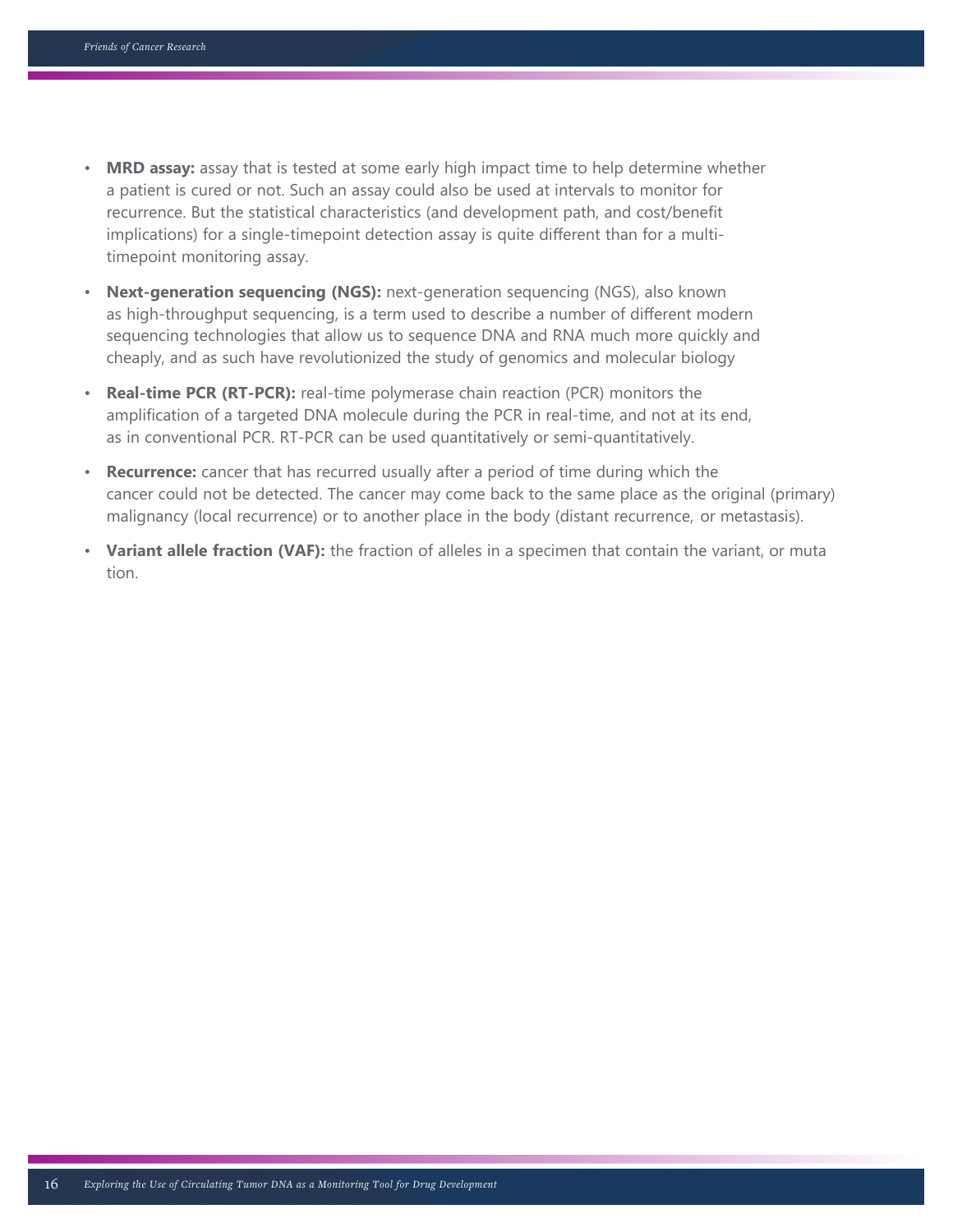- **MRD assay:** assay that is tested at some early high impact time to help determine whether a patient is cured or not. Such an assay could also be used at intervals to monitor for recurrence. But the statistical characteristics (and development path, and cost/benefit implications) for a single-timepoint detection assay is quite different than for a multi-timepoint monitoring assay.
- **Next-generation sequencing (NGS):** next-generation sequencing (NGS), also known as high-throughput sequencing, is a term used to describe a number of different modern sequencing technologies that allow us to sequence DNA and RNA much more quickly and cheaply, and as such have revolutionized the study of genomics and molecular biology
- **Real-time PCR (RT-PCR):** real-time polymerase chain reaction (PCR) monitors the amplification of a targeted DNA molecule during the PCR in real-time, and not at its end, as in conventional PCR. RT-PCR can be used quantitatively or semi-quantitatively.
- **Recurrence:** cancer that has recurred usually after a period of time during which the cancer could not be detected. The cancer may come back to the same place as the original (primary) malignancy (local recurrence) or to another place in the body (distant recurrence, or metastasis).
- **Variant allele fraction (VAF):** the fraction of alleles in a specimen that contain the variant, or mutation.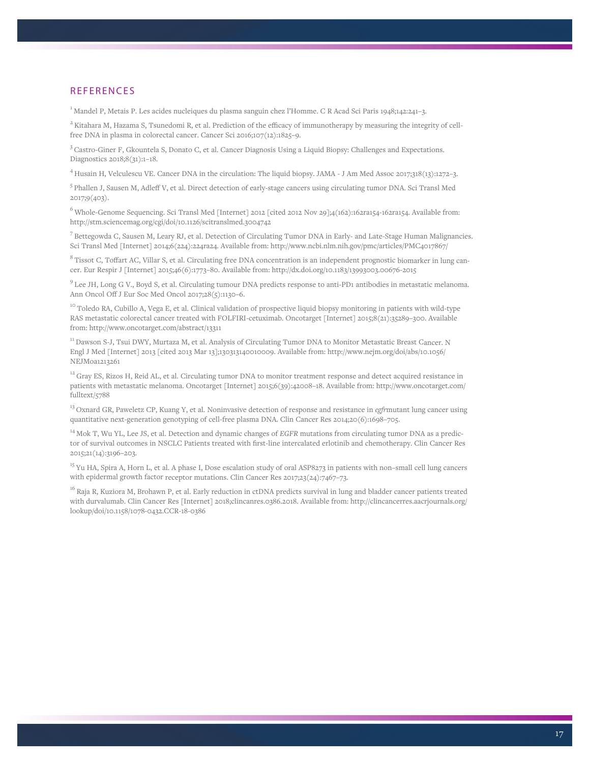## REFERENCES

[1] Mandel P, Metais P. Les acides nucleiques du plasma sanguin chez l'Homme. C R Acad Sci Paris 1948;142:241–3.

[2] Kitahara M, Hazama S, Tsunedomi R, et al. Prediction of the efficacy of immunotherapy by measuring the integrity of cell-free DNA in plasma in colorectal cancer. Cancer Sci 2016;107(12):1825–9.

[3] Castro-Giner F, Gkountela S, Donato C, et al. Cancer Diagnosis Using a Liquid Biopsy: Challenges and Expectations. Diagnostics 2018;8(31):1–18.

[4] Husain H, Velculescu VE. Cancer DNA in the circulation: The liquid biopsy. JAMA - J Am Med Assoc 2017;318(13):1272–3.

[5] Phallen J, Sausen M, Adleff V, et al. Direct detection of early-stage cancers using circulating tumor DNA. Sci Transl Med 2017;9(403).

[6] Whole-Genome Sequencing. Sci Transl Med [Internet] 2012 [cited 2012 Nov 29];4(162):162ra154-162ra154. Available from: http://stm.sciencemag.org/cgi/doi/10.1126/scitranslmed.3004742

[7] Bettegowda C, Sausen M, Leary RJ, et al. Detection of Circulating Tumor DNA in Early- and Late-Stage Human Malignancies. Sci Transl Med [Internet] 2014;6(224):224ra24. Available from: http://www.ncbi.nlm.nih.gov/pmc/articles/PMC4017867/

[8] Tissot C, Toffart AC, Villar S, et al. Circulating free DNA concentration is an independent prognostic biomarker in lung cancer. Eur Respir J [Internet] 2015;46(6):1773–80. Available from: http://dx.doi.org/10.1183/13993003.00676-2015

[9] Lee JH, Long G V., Boyd S, et al. Circulating tumour DNA predicts response to anti-PD1 antibodies in metastatic melanoma. Ann Oncol Off J Eur Soc Med Oncol 2017;28(5):1130–6.

[10] Toledo RA, Cubillo A, Vega E, et al. Clinical validation of prospective liquid biopsy monitoring in patients with wild-type RAS metastatic colorectal cancer treated with FOLFIRI-cetuximab. Oncotarget [Internet] 2015;8(21):35289–300. Available from: http://www.oncotarget.com/abstract/13311

[11] Dawson S-J, Tsui DWY, Murtaza M, et al. Analysis of Circulating Tumor DNA to Monitor Metastatic Breast Cancer. N Engl J Med [Internet] 2013 [cited 2013 Mar 13];130313140010009. Available from: http://www.nejm.org/doi/abs/10.1056/NEJMoa1213261

[12] Gray ES, Rizos H, Reid AL, et al. Circulating tumor DNA to monitor treatment response and detect acquired resistance in patients with metastatic melanoma. Oncotarget [Internet] 2015;6(39):42008–18. Available from: http://www.oncotarget.com/fulltext/5788

[13] Oxnard GR, Paweletz CP, Kuang Y, et al. Noninvasive detection of response and resistance in *egfr*mutant lung cancer using quantitative next-generation genotyping of cell-free plasma DNA. Clin Cancer Res 2014;20(6):1698–705.

[14] Mok T, Wu YL, Lee JS, et al. Detection and dynamic changes of *EGFR* mutations from circulating tumor DNA as a predictor of survival outcomes in NSCLC Patients treated with first-line intercalated erlotinib and chemotherapy. Clin Cancer Res 2015;21(14):3196–203.

[15] Yu HA, Spira A, Horn L, et al. A phase I, Dose escalation study of oral ASP8273 in patients with non–small cell lung cancers with epidermal growth factor receptor mutations. Clin Cancer Res 2017;23(24):7467–73.

[16] Raja R, Kuziora M, Brohawn P, et al. Early reduction in ctDNA predicts survival in lung and bladder cancer patients treated with durvalumab. Clin Cancer Res [Internet] 2018;clincanres.0386.2018. Available from: http://clincancerres.aacrjournals.org/lookup/doi/10.1158/1078-0432.CCR-18-0386